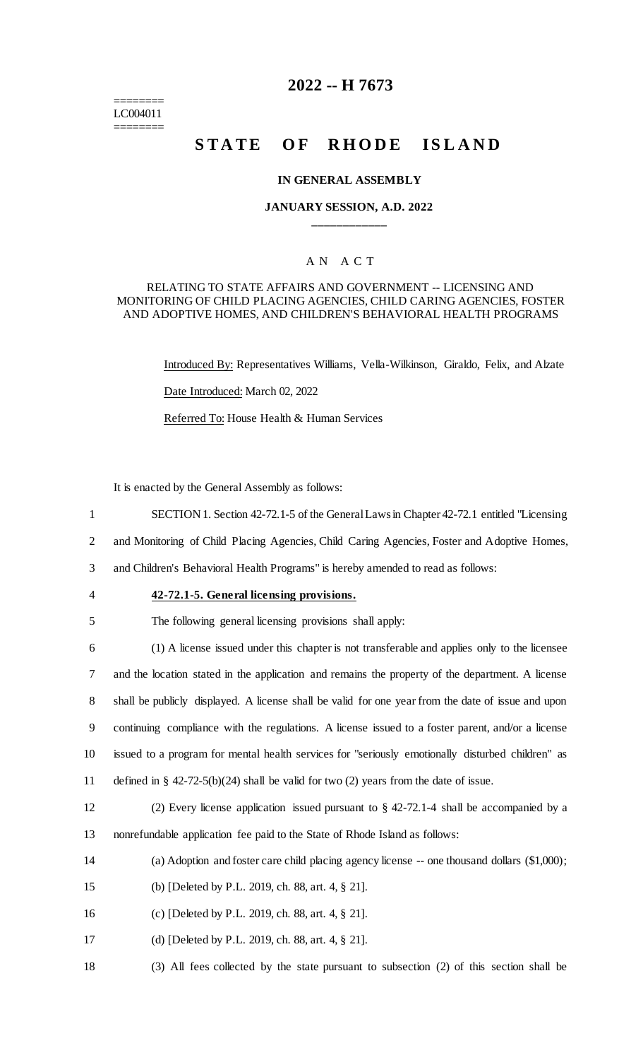========
LC004011
========

# 2022 -- H 7673

## STATE OF RHODE ISLAND

### IN GENERAL ASSEMBLY

### JANUARY SESSION, A.D. 2022

A N A C T

RELATING TO STATE AFFAIRS AND GOVERNMENT -- LICENSING AND MONITORING OF CHILD PLACING AGENCIES, CHILD CARING AGENCIES, FOSTER AND ADOPTIVE HOMES, AND CHILDREN'S BEHAVIORAL HEALTH PROGRAMS

Introduced By: Representatives Williams, Vella-Wilkinson, Giraldo, Felix, and Alzate

Date Introduced: March 02, 2022

Referred To: House Health & Human Services

It is enacted by the General Assembly as follows:

SECTION 1. Section 42-72.1-5 of the General Laws in Chapter 42-72.1 entitled "Licensing and Monitoring of Child Placing Agencies, Child Caring Agencies, Foster and Adoptive Homes, and Children's Behavioral Health Programs" is hereby amended to read as follows:

**42-72.1-5. General licensing provisions.**

The following general licensing provisions shall apply:

(1) A license issued under this chapter is not transferable and applies only to the licensee and the location stated in the application and remains the property of the department. A license shall be publicly displayed. A license shall be valid for one year from the date of issue and upon continuing compliance with the regulations. A license issued to a foster parent, and/or a license issued to a program for mental health services for "seriously emotionally disturbed children" as defined in § 42-72-5(b)(24) shall be valid for two (2) years from the date of issue.

(2) Every license application issued pursuant to § 42-72.1-4 shall be accompanied by a nonrefundable application fee paid to the State of Rhode Island as follows:

(a) Adoption and foster care child placing agency license -- one thousand dollars ($1,000);

(b) [Deleted by P.L. 2019, ch. 88, art. 4, § 21].

(c) [Deleted by P.L. 2019, ch. 88, art. 4, § 21].

(d) [Deleted by P.L. 2019, ch. 88, art. 4, § 21].

(3) All fees collected by the state pursuant to subsection (2) of this section shall be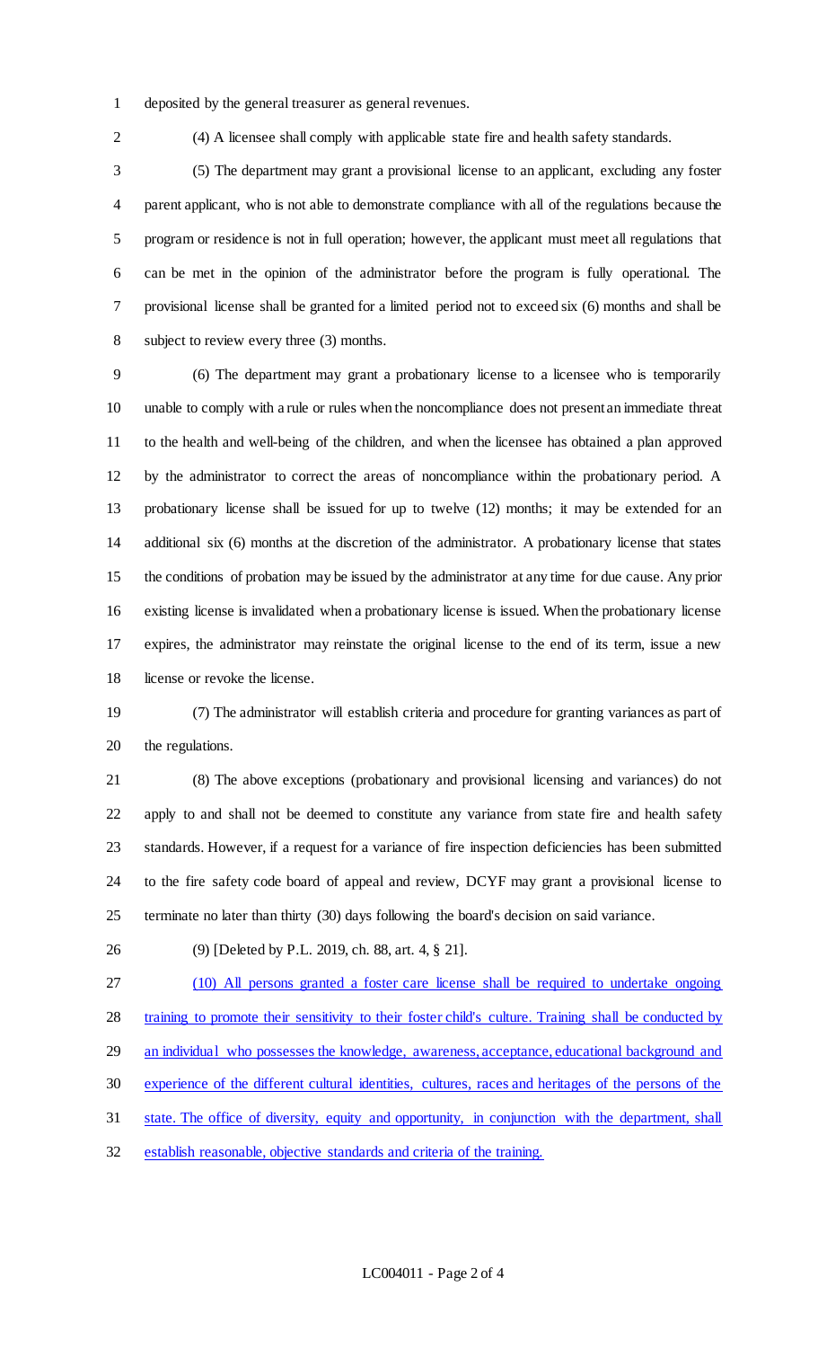deposited by the general treasurer as general revenues.

(4) A licensee shall comply with applicable state fire and health safety standards.

(5) The department may grant a provisional license to an applicant, excluding any foster parent applicant, who is not able to demonstrate compliance with all of the regulations because the program or residence is not in full operation; however, the applicant must meet all regulations that can be met in the opinion of the administrator before the program is fully operational. The provisional license shall be granted for a limited period not to exceed six (6) months and shall be subject to review every three (3) months.

(6) The department may grant a probationary license to a licensee who is temporarily unable to comply with a rule or rules when the noncompliance does not present an immediate threat to the health and well-being of the children, and when the licensee has obtained a plan approved by the administrator to correct the areas of noncompliance within the probationary period. A probationary license shall be issued for up to twelve (12) months; it may be extended for an additional six (6) months at the discretion of the administrator. A probationary license that states the conditions of probation may be issued by the administrator at any time for due cause. Any prior existing license is invalidated when a probationary license is issued. When the probationary license expires, the administrator may reinstate the original license to the end of its term, issue a new license or revoke the license.

(7) The administrator will establish criteria and procedure for granting variances as part of the regulations.

(8) The above exceptions (probationary and provisional licensing and variances) do not apply to and shall not be deemed to constitute any variance from state fire and health safety standards. However, if a request for a variance of fire inspection deficiencies has been submitted to the fire safety code board of appeal and review, DCYF may grant a provisional license to terminate no later than thirty (30) days following the board's decision on said variance.

(9) [Deleted by P.L. 2019, ch. 88, art. 4, § 21].

<u>(10) All persons granted a foster care license shall be required to undertake ongoing training to promote their sensitivity to their foster child's culture. Training shall be conducted by an individual who possesses the knowledge, awareness, acceptance, educational background and experience of the different cultural identities, cultures, races and heritages of the persons of the state. The office of diversity, equity and opportunity, in conjunction with the department, shall establish reasonable, objective standards and criteria of the training.</u>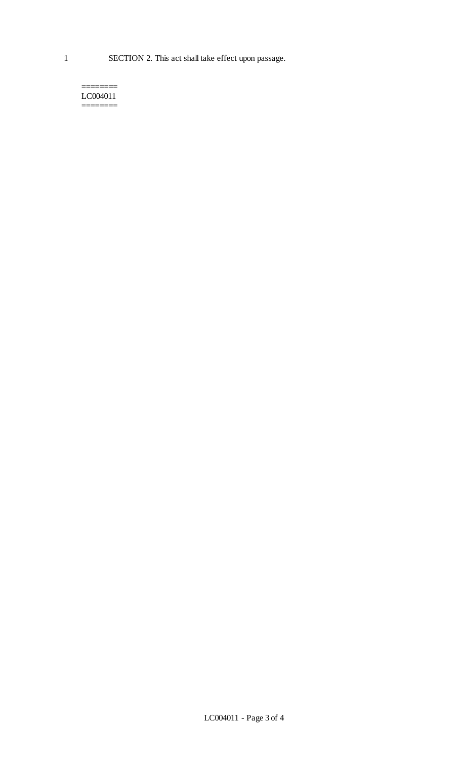1 SECTION 2. This act shall take effect upon passage.

========
LC004011
========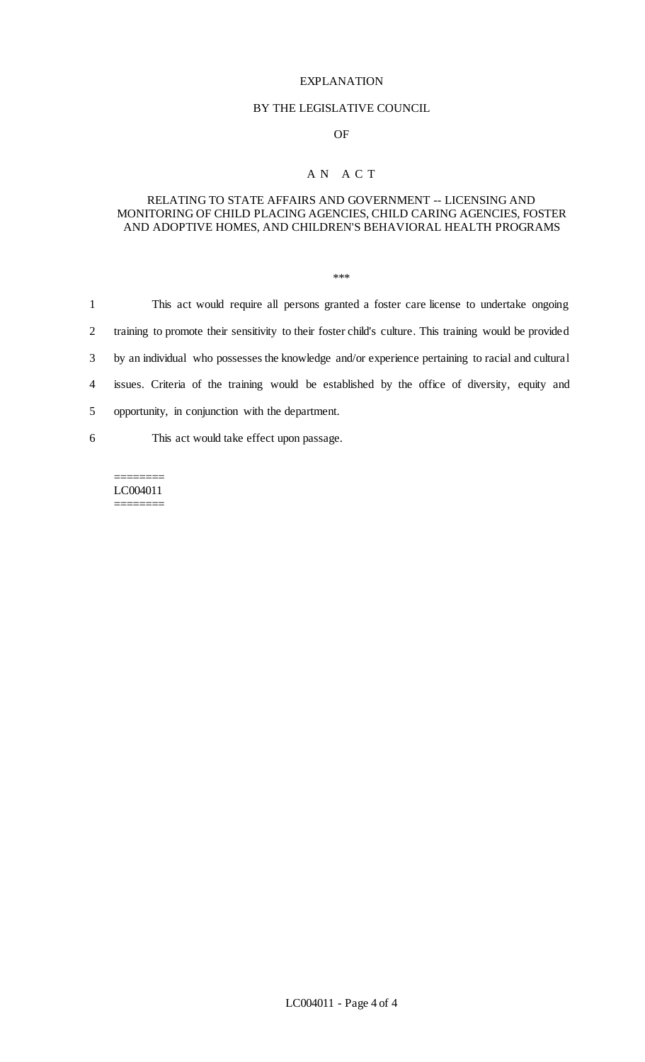EXPLANATION

BY THE LEGISLATIVE COUNCIL

OF

A N A C T

RELATING TO STATE AFFAIRS AND GOVERNMENT -- LICENSING AND MONITORING OF CHILD PLACING AGENCIES, CHILD CARING AGENCIES, FOSTER AND ADOPTIVE HOMES, AND CHILDREN'S BEHAVIORAL HEALTH PROGRAMS

***

1 This act would require all persons granted a foster care license to undertake ongoing
2 training to promote their sensitivity to their foster child's culture. This training would be provided
3 by an individual who possesses the knowledge and/or experience pertaining to racial and cultural
4 issues. Criteria of the training would be established by the office of diversity, equity and
5 opportunity, in conjunction with the department.
6 This act would take effect upon passage.

========
LC004011
========